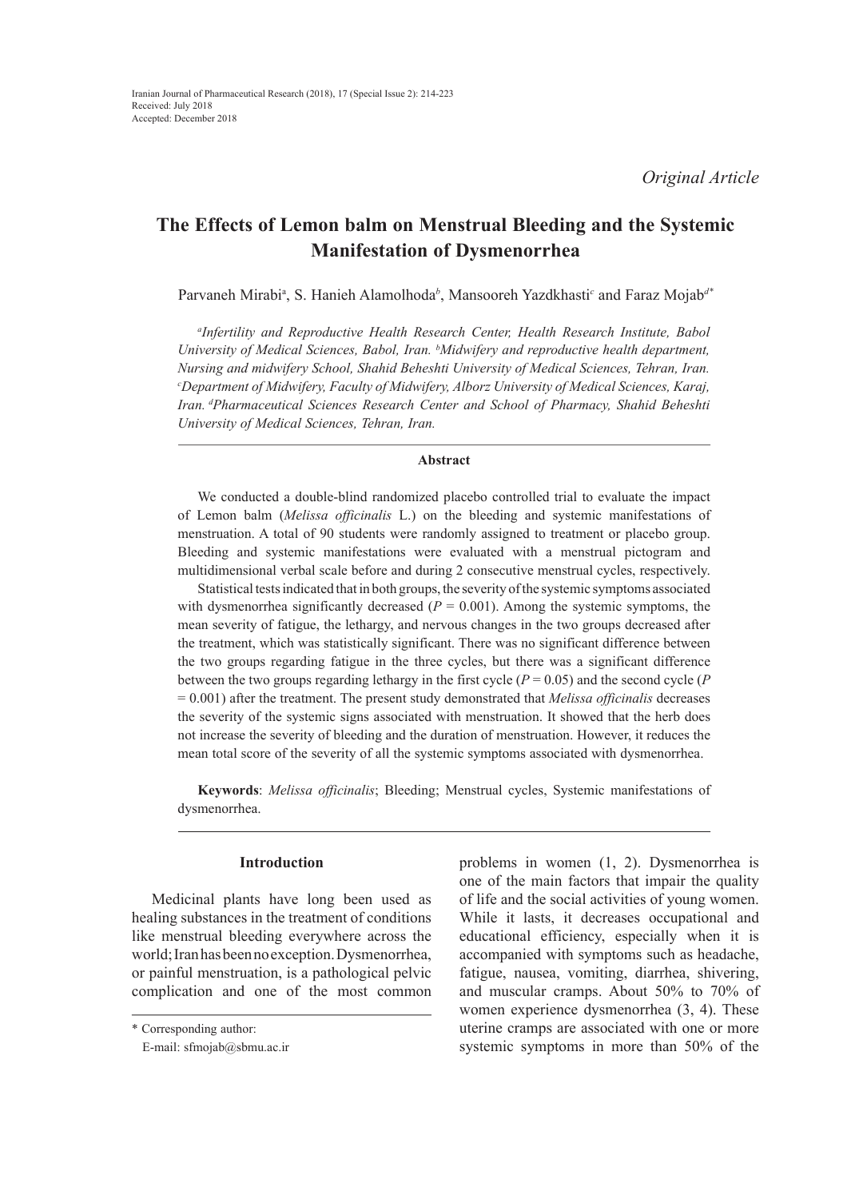Iranian Journal of Pharmaceutical Research (2018), 17 (Special Issue 2): 214-223
Received: July 2018
Accepted: December 2018

*Original Article*

# The Effects of Lemon balm on Menstrual Bleeding and the Systemic Manifestation of Dysmenorrhea

Parvaneh Mirabi[a], S. Hanieh Alamolhoda[b], Mansooreh Yazdkhasti[c] and Faraz Mojab[d*]

*[a]Infertility and Reproductive Health Research Center, Health Research Institute, Babol University of Medical Sciences, Babol, Iran. [b]Midwifery and reproductive health department, Nursing and midwifery School, Shahid Beheshti University of Medical Sciences, Tehran, Iran. [c]Department of Midwifery, Faculty of Midwifery, Alborz University of Medical Sciences, Karaj, Iran. [d]Pharmaceutical Sciences Research Center and School of Pharmacy, Shahid Beheshti University of Medical Sciences, Tehran, Iran.*

## Abstract

We conducted a double-blind randomized placebo controlled trial to evaluate the impact of Lemon balm (*Melissa officinalis* L.) on the bleeding and systemic manifestations of menstruation. A total of 90 students were randomly assigned to treatment or placebo group. Bleeding and systemic manifestations were evaluated with a menstrual pictogram and multidimensional verbal scale before and during 2 consecutive menstrual cycles, respectively.

Statistical tests indicated that in both groups, the severity of the systemic symptoms associated with dysmenorrhea significantly decreased ($P = 0.001$). Among the systemic symptoms, the mean severity of fatigue, the lethargy, and nervous changes in the two groups decreased after the treatment, which was statistically significant. There was no significant difference between the two groups regarding fatigue in the three cycles, but there was a significant difference between the two groups regarding lethargy in the first cycle ($P = 0.05$) and the second cycle ($P = 0.001$) after the treatment. The present study demonstrated that *Melissa officinalis* decreases the severity of the systemic signs associated with menstruation. It showed that the herb does not increase the severity of bleeding and the duration of menstruation. However, it reduces the mean total score of the severity of all the systemic symptoms associated with dysmenorrhea.

**Keywords**: *Melissa officinalis*; Bleeding; Menstrual cycles, Systemic manifestations of dysmenorrhea.

## Introduction

Medicinal plants have long been used as healing substances in the treatment of conditions like menstrual bleeding everywhere across the world; Iran has been no exception. Dysmenorrhea, or painful menstruation, is a pathological pelvic complication and one of the most common problems in women (1, 2). Dysmenorrhea is one of the main factors that impair the quality of life and the social activities of young women. While it lasts, it decreases occupational and educational efficiency, especially when it is accompanied with symptoms such as headache, fatigue, nausea, vomiting, diarrhea, shivering, and muscular cramps. About 50% to 70% of women experience dysmenorrhea (3, 4). These uterine cramps are associated with one or more systemic symptoms in more than 50% of the

\* Corresponding author:
E-mail: sfmojab@sbmu.ac.ir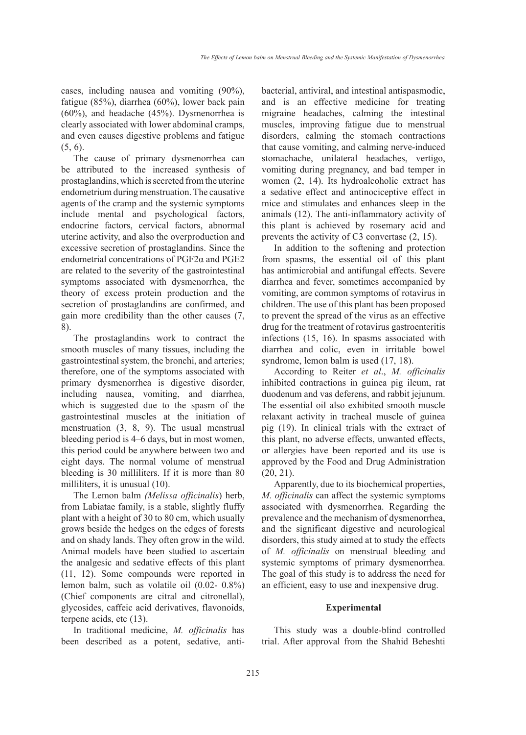cases, including nausea and vomiting (90%), fatigue (85%), diarrhea (60%), lower back pain (60%), and headache (45%). Dysmenorrhea is clearly associated with lower abdominal cramps, and even causes digestive problems and fatigue (5, 6).

The cause of primary dysmenorrhea can be attributed to the increased synthesis of prostaglandins, which is secreted from the uterine endometrium during menstruation. The causative agents of the cramp and the systemic symptoms include mental and psychological factors, endocrine factors, cervical factors, abnormal uterine activity, and also the overproduction and excessive secretion of prostaglandins. Since the endometrial concentrations of $PGF2\alpha$ and PGE2 are related to the severity of the gastrointestinal symptoms associated with dysmenorrhea, the theory of excess protein production and the secretion of prostaglandins are confirmed, and gain more credibility than the other causes (7, 8).

The prostaglandins work to contract the smooth muscles of many tissues, including the gastrointestinal system, the bronchi, and arteries; therefore, one of the symptoms associated with primary dysmenorrhea is digestive disorder, including nausea, vomiting, and diarrhea, which is suggested due to the spasm of the gastrointestinal muscles at the initiation of menstruation (3, 8, 9). The usual menstrual bleeding period is 4–6 days, but in most women, this period could be anywhere between two and eight days. The normal volume of menstrual bleeding is 30 milliliters. If it is more than 80 milliliters, it is unusual (10).

The Lemon balm *(Melissa officinalis)* herb, from Labiatae family, is a stable, slightly fluffy plant with a height of 30 to 80 cm, which usually grows beside the hedges on the edges of forests and on shady lands. They often grow in the wild. Animal models have been studied to ascertain the analgesic and sedative effects of this plant (11, 12). Some compounds were reported in lemon balm, such as volatile oil (0.02- 0.8%) (Chief components are citral and citronellal), glycosides, caffeic acid derivatives, flavonoids, terpene acids, etc (13).

In traditional medicine, *M. officinalis* has been described as a potent, sedative, anti-bacterial, antiviral, and intestinal antispasmodic, and is an effective medicine for treating migraine headaches, calming the intestinal muscles, improving fatigue due to menstrual disorders, calming the stomach contractions that cause vomiting, and calming nerve-induced stomachache, unilateral headaches, vertigo, vomiting during pregnancy, and bad temper in women (2, 14). Its hydroalcoholic extract has a sedative effect and antinociceptive effect in mice and stimulates and enhances sleep in the animals (12). The anti-inflammatory activity of this plant is achieved by rosemary acid and prevents the activity of C3 convertase (2, 15).

In addition to the softening and protection from spasms, the essential oil of this plant has antimicrobial and antifungal effects. Severe diarrhea and fever, sometimes accompanied by vomiting, are common symptoms of rotavirus in children. The use of this plant has been proposed to prevent the spread of the virus as an effective drug for the treatment of rotavirus gastroenteritis infections (15, 16). In spasms associated with diarrhea and colic, even in irritable bowel syndrome, lemon balm is used (17, 18).

According to Reiter *et al*., *M. officinalis* inhibited contractions in guinea pig ileum, rat duodenum and vas deferens, and rabbit jejunum. The essential oil also exhibited smooth muscle relaxant activity in tracheal muscle of guinea pig (19). In clinical trials with the extract of this plant, no adverse effects, unwanted effects, or allergies have been reported and its use is approved by the Food and Drug Administration (20, 21).

Apparently, due to its biochemical properties, *M. officinalis* can affect the systemic symptoms associated with dysmenorrhea. Regarding the prevalence and the mechanism of dysmenorrhea, and the significant digestive and neurological disorders, this study aimed at to study the effects of *M. officinalis* on menstrual bleeding and systemic symptoms of primary dysmenorrhea. The goal of this study is to address the need for an efficient, easy to use and inexpensive drug.

## Experimental

This study was a double-blind controlled trial. After approval from the Shahid Beheshti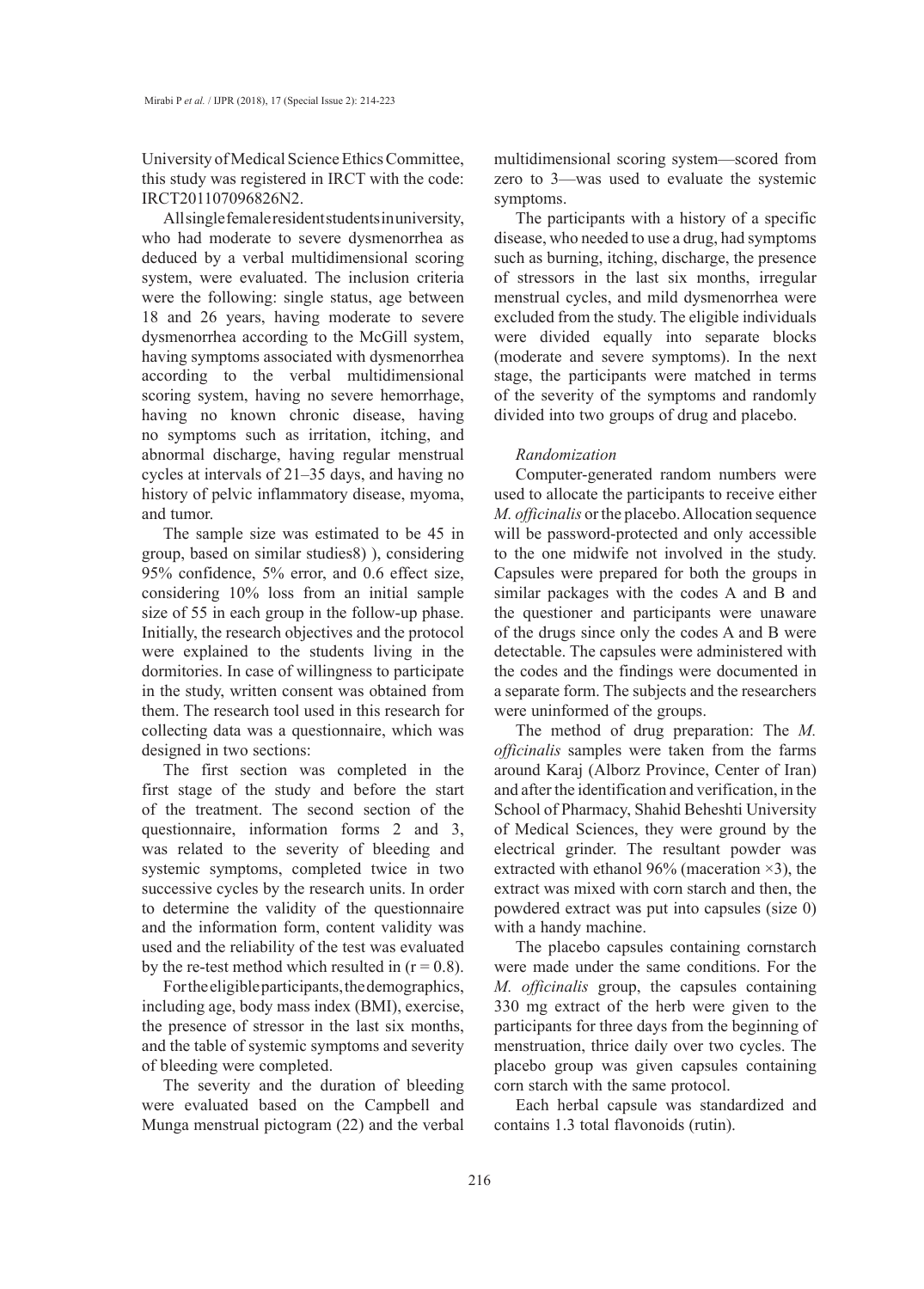University of Medical Science Ethics Committee, this study was registered in IRCT with the code: IRCT201107096826N2.

All single female resident students in university, who had moderate to severe dysmenorrhea as deduced by a verbal multidimensional scoring system, were evaluated. The inclusion criteria were the following: single status, age between 18 and 26 years, having moderate to severe dysmenorrhea according to the McGill system, having symptoms associated with dysmenorrhea according to the verbal multidimensional scoring system, having no severe hemorrhage, having no known chronic disease, having no symptoms such as irritation, itching, and abnormal discharge, having regular menstrual cycles at intervals of 21–35 days, and having no history of pelvic inflammatory disease, myoma, and tumor.

The sample size was estimated to be 45 in group, based on similar studies8) ), considering 95% confidence, 5% error, and 0.6 effect size, considering 10% loss from an initial sample size of 55 in each group in the follow-up phase. Initially, the research objectives and the protocol were explained to the students living in the dormitories. In case of willingness to participate in the study, written consent was obtained from them. The research tool used in this research for collecting data was a questionnaire, which was designed in two sections:

The first section was completed in the first stage of the study and before the start of the treatment. The second section of the questionnaire, information forms 2 and 3, was related to the severity of bleeding and systemic symptoms, completed twice in two successive cycles by the research units. In order to determine the validity of the questionnaire and the information form, content validity was used and the reliability of the test was evaluated by the re-test method which resulted in ($r = 0.8$).

For the eligible participants, the demographics, including age, body mass index (BMI), exercise, the presence of stressor in the last six months, and the table of systemic symptoms and severity of bleeding were completed.

The severity and the duration of bleeding were evaluated based on the Campbell and Munga menstrual pictogram (22) and the verbal multidimensional scoring system—scored from zero to 3—was used to evaluate the systemic symptoms.

The participants with a history of a specific disease, who needed to use a drug, had symptoms such as burning, itching, discharge, the presence of stressors in the last six months, irregular menstrual cycles, and mild dysmenorrhea were excluded from the study. The eligible individuals were divided equally into separate blocks (moderate and severe symptoms). In the next stage, the participants were matched in terms of the severity of the symptoms and randomly divided into two groups of drug and placebo.

*Randomization*

Computer-generated random numbers were used to allocate the participants to receive either *M. officinalis* or the placebo. Allocation sequence will be password-protected and only accessible to the one midwife not involved in the study. Capsules were prepared for both the groups in similar packages with the codes A and B and the questioner and participants were unaware of the drugs since only the codes A and B were detectable. The capsules were administered with the codes and the findings were documented in a separate form. The subjects and the researchers were uninformed of the groups.

The method of drug preparation: The *M. officinalis* samples were taken from the farms around Karaj (Alborz Province, Center of Iran) and after the identification and verification, in the School of Pharmacy, Shahid Beheshti University of Medical Sciences, they were ground by the electrical grinder. The resultant powder was extracted with ethanol 96% (maceration ×3), the extract was mixed with corn starch and then, the powdered extract was put into capsules (size 0) with a handy machine.

The placebo capsules containing cornstarch were made under the same conditions. For the *M. officinalis* group, the capsules containing 330 mg extract of the herb were given to the participants for three days from the beginning of menstruation, thrice daily over two cycles. The placebo group was given capsules containing corn starch with the same protocol.

Each herbal capsule was standardized and contains 1.3 total flavonoids (rutin).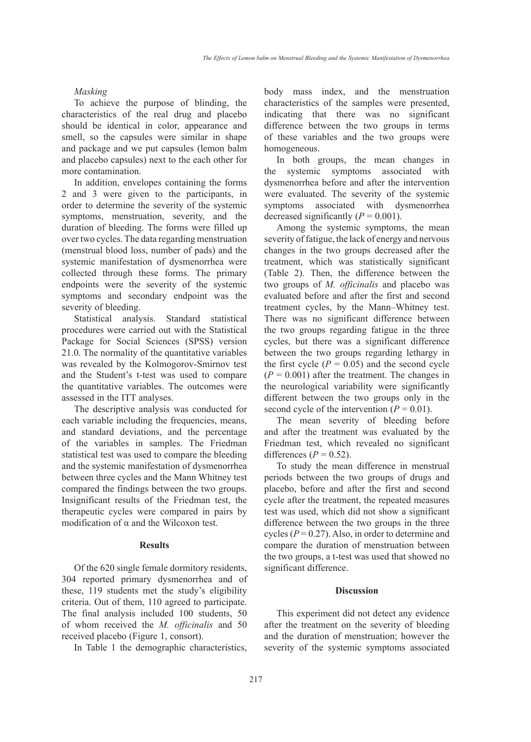*Masking*

To achieve the purpose of blinding, the characteristics of the real drug and placebo should be identical in color, appearance and smell, so the capsules were similar in shape and package and we put capsules (lemon balm and placebo capsules) next to the each other for more contamination.

In addition, envelopes containing the forms 2 and 3 were given to the participants, in order to determine the severity of the systemic symptoms, menstruation, severity, and the duration of bleeding. The forms were filled up over two cycles. The data regarding menstruation (menstrual blood loss, number of pads) and the systemic manifestation of dysmenorrhea were collected through these forms. The primary endpoints were the severity of the systemic symptoms and secondary endpoint was the severity of bleeding.

Statistical analysis. Standard statistical procedures were carried out with the Statistical Package for Social Sciences (SPSS) version 21.0. The normality of the quantitative variables was revealed by the Kolmogorov-Smirnov test and the Student's t-test was used to compare the quantitative variables. The outcomes were assessed in the ITT analyses.

The descriptive analysis was conducted for each variable including the frequencies, means, and standard deviations, and the percentage of the variables in samples. The Friedman statistical test was used to compare the bleeding and the systemic manifestation of dysmenorrhea between three cycles and the Mann Whitney test compared the findings between the two groups. Insignificant results of the Friedman test, the therapeutic cycles were compared in pairs by modification of α and the Wilcoxon test.

## Results

Of the 620 single female dormitory residents, 304 reported primary dysmenorrhea and of these, 119 students met the study's eligibility criteria. Out of them, 110 agreed to participate. The final analysis included 100 students, 50 of whom received the *M. officinalis* and 50 received placebo (Figure 1, consort).

In Table 1 the demographic characteristics, body mass index, and the menstruation characteristics of the samples were presented, indicating that there was no significant difference between the two groups in terms of these variables and the two groups were homogeneous.

In both groups, the mean changes in the systemic symptoms associated with dysmenorrhea before and after the intervention were evaluated. The severity of the systemic symptoms associated with dysmenorrhea decreased significantly ($P = 0.001$).

Among the systemic symptoms, the mean severity of fatigue, the lack of energy and nervous changes in the two groups decreased after the treatment, which was statistically significant (Table 2). Then, the difference between the two groups of *M. officinalis* and placebo was evaluated before and after the first and second treatment cycles, by the Mann–Whitney test. There was no significant difference between the two groups regarding fatigue in the three cycles, but there was a significant difference between the two groups regarding lethargy in the first cycle ($P = 0.05$) and the second cycle ($P = 0.001$) after the treatment. The changes in the neurological variability were significantly different between the two groups only in the second cycle of the intervention ($P = 0.01$).

The mean severity of bleeding before and after the treatment was evaluated by the Friedman test, which revealed no significant differences ($P = 0.52$).

To study the mean difference in menstrual periods between the two groups of drugs and placebo, before and after the first and second cycle after the treatment, the repeated measures test was used, which did not show a significant difference between the two groups in the three cycles ($P = 0.27$). Also, in order to determine and compare the duration of menstruation between the two groups, a t-test was used that showed no significant difference.

## Discussion

This experiment did not detect any evidence after the treatment on the severity of bleeding and the duration of menstruation; however the severity of the systemic symptoms associated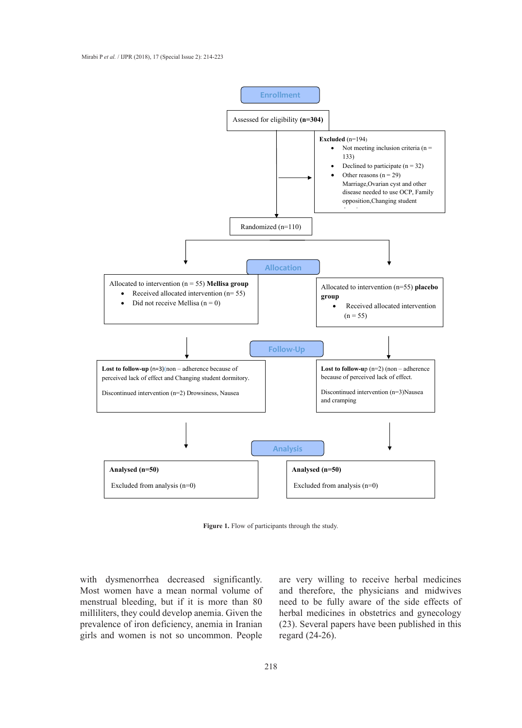**Enrollment**

Assessed for eligibility **(n=304)**

**Excluded** (n=194)

- Not meeting inclusion criteria (n = 133)
- Declined to participate (n = 32)
- Other reasons (n = 29) Marriage,Ovarian cyst and other disease needed to use OCP, Family opposition,Changing student

Randomized (n=110)

**Allocation**

Allocated to intervention (n = 55) **Mellisa group**

- Received allocated intervention (n= 55)
- Did not receive Mellisa (n = 0)

Allocated to intervention (n=55) **placebo group**

- Received allocated intervention (n = 55)

**Follow-Up**

**Lost to follow-up** (n=3)(non – adherence because of perceived lack of effect and Changing student dormitory.

Discontinued intervention (n=2) Drowsiness, Nausea

**Lost to follow-up** (n=2) (non – adherence because of perceived lack of effect.

Discontinued intervention (n=3)Nausea and cramping

**Analysis**

**Analysed (n=50)**

Excluded from analysis (n=0)

**Analysed (n=50)**

Excluded from analysis (n=0)

**Figure 1.** Flow of participants through the study.

with dysmenorrhea decreased significantly. Most women have a mean normal volume of menstrual bleeding, but if it is more than 80 milliliters, they could develop anemia. Given the prevalence of iron deficiency, anemia in Iranian girls and women is not so uncommon. People are very willing to receive herbal medicines and therefore, the physicians and midwives need to be fully aware of the side effects of herbal medicines in obstetrics and gynecology (23). Several papers have been published in this regard (24-26).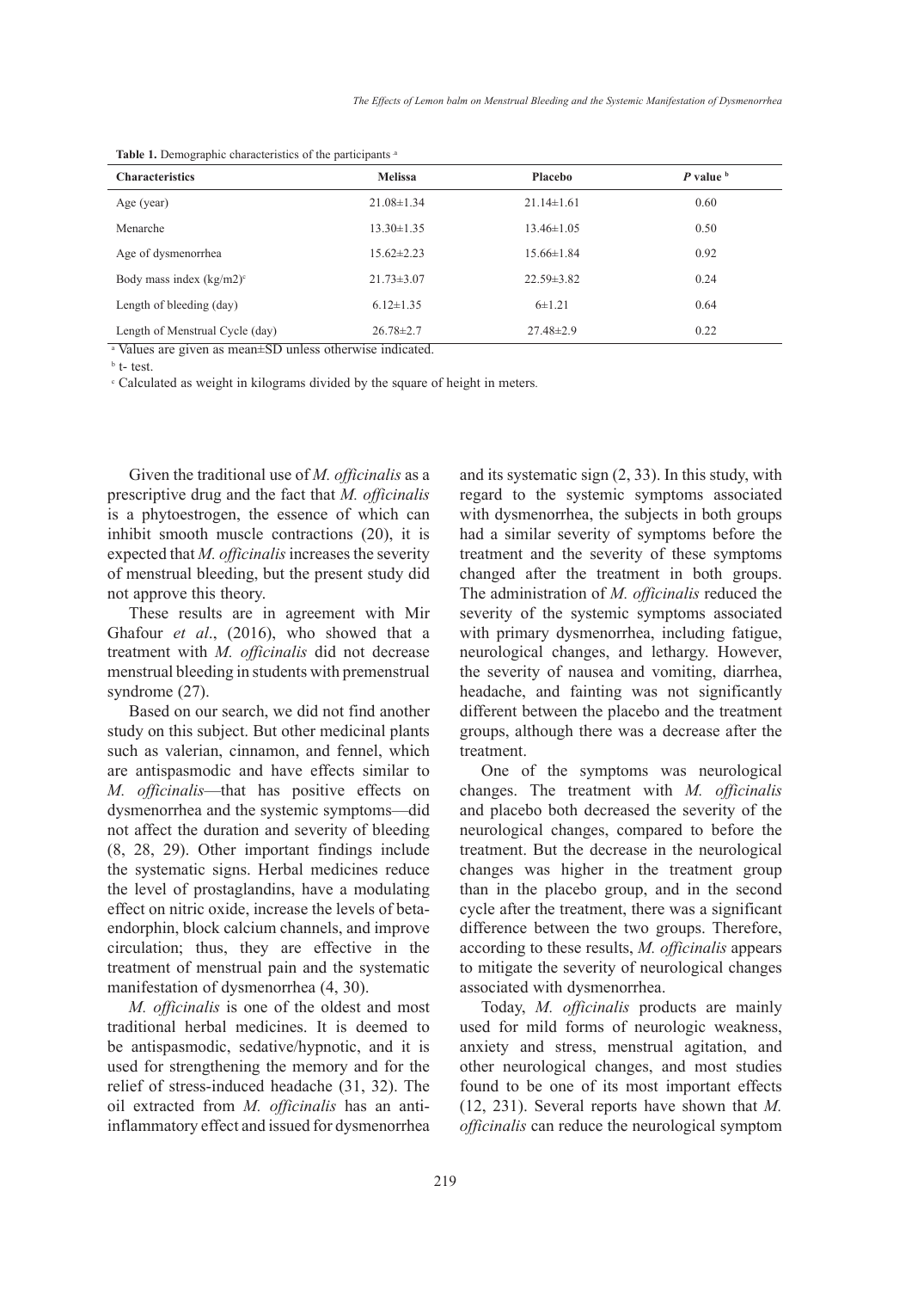**Table 1.** Demographic characteristics of the participants [a]

| Characteristics | Melissa | Placebo | *P* value [b] |
|---|---|---|---|
| Age (year) | 21.08±1.34 | 21.14±1.61 | 0.60 |
| Menarche | 13.30±1.35 | 13.46±1.05 | 0.50 |
| Age of dysmenorrhea | 15.62±2.23 | 15.66±1.84 | 0.92 |
| Body mass index (kg/m2)[c] | 21.73±3.07 | 22.59±3.82 | 0.24 |
| Length of bleeding (day) | 6.12±1.35 | 6±1.21 | 0.64 |
| Length of Menstrual Cycle (day) | 26.78±2.7 | 27.48±2.9 | 0.22 |

[a] Values are given as mean±SD unless otherwise indicated.

[b] t- test.

[c] Calculated as weight in kilograms divided by the square of height in meters.

Given the traditional use of *M. officinalis* as a prescriptive drug and the fact that *M. officinalis* is a phytoestrogen, the essence of which can inhibit smooth muscle contractions (20), it is expected that *M. officinalis* increases the severity of menstrual bleeding, but the present study did not approve this theory.

These results are in agreement with Mir Ghafour *et al*., (2016), who showed that a treatment with *M. officinalis* did not decrease menstrual bleeding in students with premenstrual syndrome (27).

Based on our search, we did not find another study on this subject. But other medicinal plants such as valerian, cinnamon, and fennel, which are antispasmodic and have effects similar to *M. officinalis*—that has positive effects on dysmenorrhea and the systemic symptoms—did not affect the duration and severity of bleeding (8, 28, 29). Other important findings include the systematic signs. Herbal medicines reduce the level of prostaglandins, have a modulating effect on nitric oxide, increase the levels of beta-endorphin, block calcium channels, and improve circulation; thus, they are effective in the treatment of menstrual pain and the systematic manifestation of dysmenorrhea (4, 30).

*M. officinalis* is one of the oldest and most traditional herbal medicines. It is deemed to be antispasmodic, sedative/hypnotic, and it is used for strengthening the memory and for the relief of stress-induced headache (31, 32). The oil extracted from *M. officinalis* has an anti-inflammatory effect and issued for dysmenorrhea and its systematic sign (2, 33). In this study, with regard to the systemic symptoms associated with dysmenorrhea, the subjects in both groups had a similar severity of symptoms before the treatment and the severity of these symptoms changed after the treatment in both groups. The administration of *M. officinalis* reduced the severity of the systemic symptoms associated with primary dysmenorrhea, including fatigue, neurological changes, and lethargy. However, the severity of nausea and vomiting, diarrhea, headache, and fainting was not significantly different between the placebo and the treatment groups, although there was a decrease after the treatment.

One of the symptoms was neurological changes. The treatment with *M. officinalis* and placebo both decreased the severity of the neurological changes, compared to before the treatment. But the decrease in the neurological changes was higher in the treatment group than in the placebo group, and in the second cycle after the treatment, there was a significant difference between the two groups. Therefore, according to these results, *M. officinalis* appears to mitigate the severity of neurological changes associated with dysmenorrhea.

Today, *M. officinalis* products are mainly used for mild forms of neurologic weakness, anxiety and stress, menstrual agitation, and other neurological changes, and most studies found to be one of its most important effects (12, 231). Several reports have shown that *M. officinalis* can reduce the neurological symptom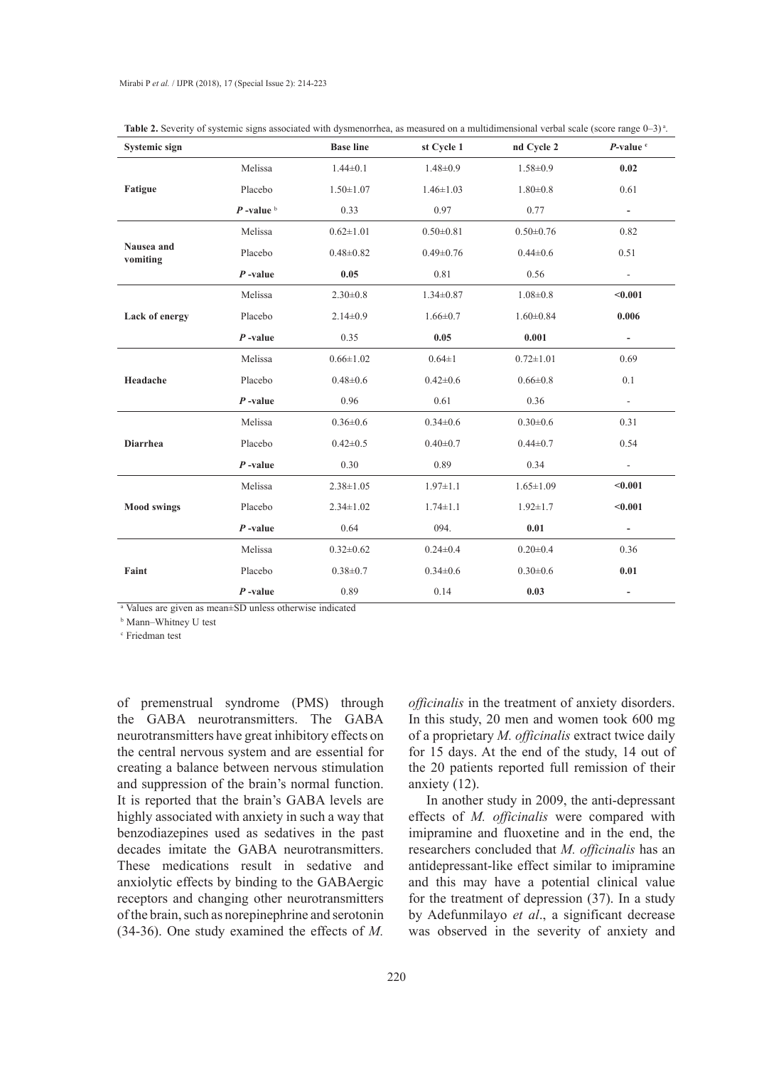**Table 2.** Severity of systemic signs associated with dysmenorrhea, as measured on a multidimensional verbal scale (score range 0–3)[a].

| Systemic sign | | Base line | st Cycle 1 | nd Cycle 2 | P-value [c] |
|---|---|---|---|---|---|
| Fatigue | Melissa | 1.44±0.1 | 1.48±0.9 | 1.58±0.9 | **0.02** |
| | Placebo | 1.50±1.07 | 1.46±1.03 | 1.80±0.8 | 0.61 |
| | *P* -value [b] | 0.33 | 0.97 | 0.77 | - |
| Nausea and vomiting | Melissa | 0.62±1.01 | 0.50±0.81 | 0.50±0.76 | 0.82 |
| | Placebo | 0.48±0.82 | 0.49±0.76 | 0.44±0.6 | 0.51 |
| | *P* -value | **0.05** | 0.81 | 0.56 | - |
| Lack of energy | Melissa | 2.30±0.8 | 1.34±0.87 | 1.08±0.8 | **<0.001** |
| | Placebo | 2.14±0.9 | 1.66±0.7 | 1.60±0.84 | **0.006** |
| | *P* -value | 0.35 | **0.05** | **0.001** | - |
| Headache | Melissa | 0.66±1.02 | 0.64±1 | 0.72±1.01 | 0.69 |
| | Placebo | 0.48±0.6 | 0.42±0.6 | 0.66±0.8 | 0.1 |
| | *P* -value | 0.96 | 0.61 | 0.36 | - |
| Diarrhea | Melissa | 0.36±0.6 | 0.34±0.6 | 0.30±0.6 | 0.31 |
| | Placebo | 0.42±0.5 | 0.40±0.7 | 0.44±0.7 | 0.54 |
| | *P* -value | 0.30 | 0.89 | 0.34 | - |
| Mood swings | Melissa | 2.38±1.05 | 1.97±1.1 | 1.65±1.09 | **<0.001** |
| | Placebo | 2.34±1.02 | 1.74±1.1 | 1.92±1.7 | **<0.001** |
| | *P* -value | 0.64 | 094. | **0.01** | - |
| Faint | Melissa | 0.32±0.62 | 0.24±0.4 | 0.20±0.4 | 0.36 |
| | Placebo | 0.38±0.7 | 0.34±0.6 | 0.30±0.6 | **0.01** |
| | *P* -value | 0.89 | 0.14 | **0.03** | - |

[a] Values are given as mean±SD unless otherwise indicated

[b] Mann–Whitney U test

[c] Friedman test

of premenstrual syndrome (PMS) through the GABA neurotransmitters. The GABA neurotransmitters have great inhibitory effects on the central nervous system and are essential for creating a balance between nervous stimulation and suppression of the brain's normal function. It is reported that the brain's GABA levels are highly associated with anxiety in such a way that benzodiazepines used as sedatives in the past decades imitate the GABA neurotransmitters. These medications result in sedative and anxiolytic effects by binding to the GABAergic receptors and changing other neurotransmitters of the brain, such as norepinephrine and serotonin (34-36). One study examined the effects of *M. officinalis* in the treatment of anxiety disorders. In this study, 20 men and women took 600 mg of a proprietary *M. officinalis* extract twice daily for 15 days. At the end of the study, 14 out of the 20 patients reported full remission of their anxiety (12).

In another study in 2009, the anti-depressant effects of *M. officinalis* were compared with imipramine and fluoxetine and in the end, the researchers concluded that *M. officinalis* has an antidepressant-like effect similar to imipramine and this may have a potential clinical value for the treatment of depression (37). In a study by Adefunmilayo *et al*., a significant decrease was observed in the severity of anxiety and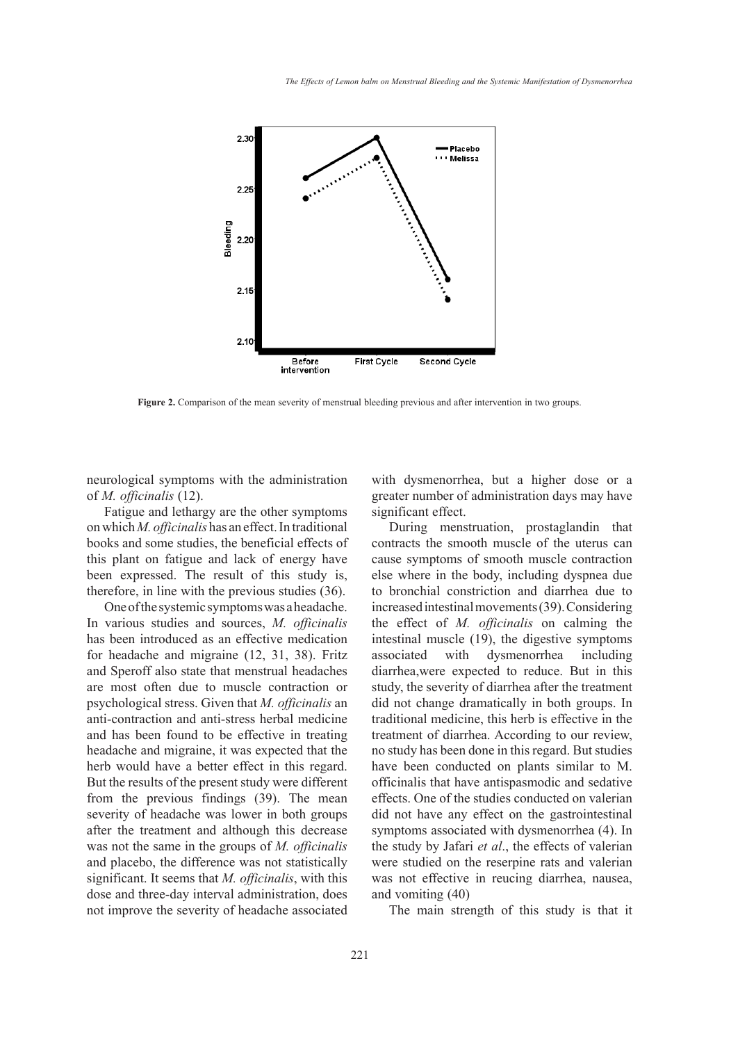Figure 2. Comparison of the mean severity of menstrual bleeding previous and after intervention in two groups.

neurological symptoms with the administration of *M. officinalis* (12).

Fatigue and lethargy are the other symptoms on which *M. officinalis* has an effect. In traditional books and some studies, the beneficial effects of this plant on fatigue and lack of energy have been expressed. The result of this study is, therefore, in line with the previous studies (36).

One of the systemic symptoms was a headache. In various studies and sources, *M. officinalis* has been introduced as an effective medication for headache and migraine (12, 31, 38). Fritz and Speroff also state that menstrual headaches are most often due to muscle contraction or psychological stress. Given that *M. officinalis* an anti-contraction and anti-stress herbal medicine and has been found to be effective in treating headache and migraine, it was expected that the herb would have a better effect in this regard. But the results of the present study were different from the previous findings (39). The mean severity of headache was lower in both groups after the treatment and although this decrease was not the same in the groups of *M. officinalis* and placebo, the difference was not statistically significant. It seems that *M. officinalis*, with this dose and three-day interval administration, does not improve the severity of headache associated with dysmenorrhea, but a higher dose or a greater number of administration days may have significant effect.

During menstruation, prostaglandin that contracts the smooth muscle of the uterus can cause symptoms of smooth muscle contraction else where in the body, including dyspnea due to bronchial constriction and diarrhea due to increased intestinal movements (39). Considering the effect of *M. officinalis* on calming the intestinal muscle (19), the digestive symptoms associated with dysmenorrhea including diarrhea,were expected to reduce. But in this study, the severity of diarrhea after the treatment did not change dramatically in both groups. In traditional medicine, this herb is effective in the treatment of diarrhea. According to our review, no study has been done in this regard. But studies have been conducted on plants similar to M. officinalis that have antispasmodic and sedative effects. One of the studies conducted on valerian did not have any effect on the gastrointestinal symptoms associated with dysmenorrhea (4). In the study by Jafari *et al*., the effects of valerian were studied on the reserpine rats and valerian was not effective in reucing diarrhea, nausea, and vomiting (40)

The main strength of this study is that it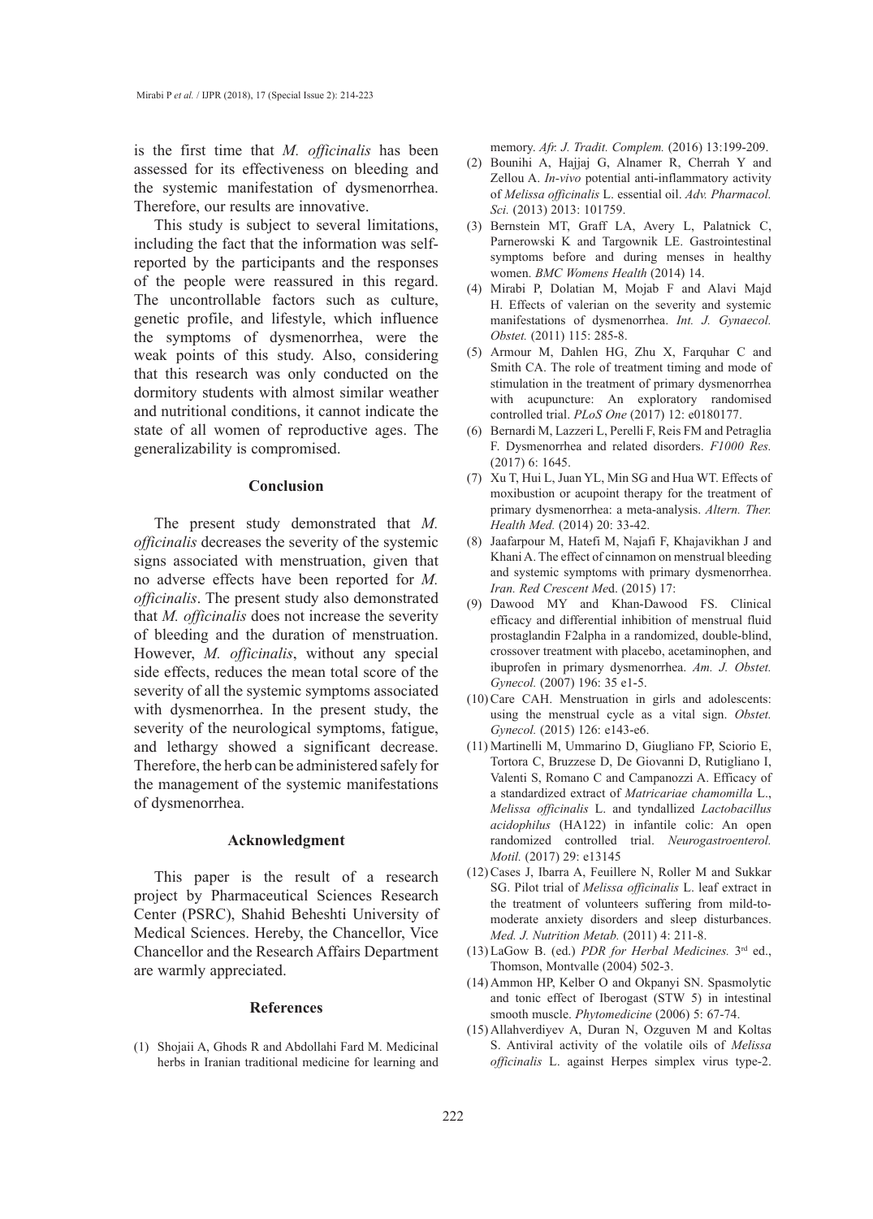is the first time that *M. officinalis* has been assessed for its effectiveness on bleeding and the systemic manifestation of dysmenorrhea. Therefore, our results are innovative.

This study is subject to several limitations, including the fact that the information was self-reported by the participants and the responses of the people were reassured in this regard. The uncontrollable factors such as culture, genetic profile, and lifestyle, which influence the symptoms of dysmenorrhea, were the weak points of this study. Also, considering that this research was only conducted on the dormitory students with almost similar weather and nutritional conditions, it cannot indicate the state of all women of reproductive ages. The generalizability is compromised.

## Conclusion

The present study demonstrated that *M. officinalis* decreases the severity of the systemic signs associated with menstruation, given that no adverse effects have been reported for *M. officinalis*. The present study also demonstrated that *M. officinalis* does not increase the severity of bleeding and the duration of menstruation. However, *M. officinalis*, without any special side effects, reduces the mean total score of the severity of all the systemic symptoms associated with dysmenorrhea. In the present study, the severity of the neurological symptoms, fatigue, and lethargy showed a significant decrease. Therefore, the herb can be administered safely for the management of the systemic manifestations of dysmenorrhea.

## Acknowledgment

This paper is the result of a research project by Pharmaceutical Sciences Research Center (PSRC), Shahid Beheshti University of Medical Sciences. Hereby, the Chancellor, Vice Chancellor and the Research Affairs Department are warmly appreciated.

## References

(1) Shojaii A, Ghods R and Abdollahi Fard M. Medicinal herbs in Iranian traditional medicine for learning and memory. *Afr. J. Tradit. Complem.* (2016) 13:199-209.

(2) Bounihi A, Hajjaj G, Alnamer R, Cherrah Y and Zellou A. *In-vivo* potential anti-inflammatory activity of *Melissa officinalis* L. essential oil. *Adv. Pharmacol. Sci.* (2013) 2013: 101759.

(3) Bernstein MT, Graff LA, Avery L, Palatnick C, Parnerowski K and Targownik LE. Gastrointestinal symptoms before and during menses in healthy women. *BMC Womens Health* (2014) 14.

(4) Mirabi P, Dolatian M, Mojab F and Alavi Majd H. Effects of valerian on the severity and systemic manifestations of dysmenorrhea. *Int. J. Gynaecol. Obstet.* (2011) 115: 285-8.

(5) Armour M, Dahlen HG, Zhu X, Farquhar C and Smith CA. The role of treatment timing and mode of stimulation in the treatment of primary dysmenorrhea with acupuncture: An exploratory randomised controlled trial. *PLoS One* (2017) 12: e0180177.

(6) Bernardi M, Lazzeri L, Perelli F, Reis FM and Petraglia F. Dysmenorrhea and related disorders. *F1000 Res.* (2017) 6: 1645.

(7) Xu T, Hui L, Juan YL, Min SG and Hua WT. Effects of moxibustion or acupoint therapy for the treatment of primary dysmenorrhea: a meta-analysis. *Altern. Ther. Health Med.* (2014) 20: 33-42.

(8) Jaafarpour M, Hatefi M, Najafi F, Khajavikhan J and Khani A. The effect of cinnamon on menstrual bleeding and systemic symptoms with primary dysmenorrhea. *Iran. Red Crescent Med.* (2015) 17:

(9) Dawood MY and Khan-Dawood FS. Clinical efficacy and differential inhibition of menstrual fluid prostaglandin F2alpha in a randomized, double-blind, crossover treatment with placebo, acetaminophen, and ibuprofen in primary dysmenorrhea. *Am. J. Obstet. Gynecol.* (2007) 196: 35 e1-5.

(10) Care CAH. Menstruation in girls and adolescents: using the menstrual cycle as a vital sign. *Obstet. Gynecol.* (2015) 126: e143-e6.

(11) Martinelli M, Ummarino D, Giugliano FP, Sciorio E, Tortora C, Bruzzese D, De Giovanni D, Rutigliano I, Valenti S, Romano C and Campanozzi A. Efficacy of a standardized extract of *Matricariae chamomilla* L., *Melissa officinalis* L. and tyndallized *Lactobacillus acidophilus* (HA122) in infantile colic: An open randomized controlled trial. *Neurogastroenterol. Motil.* (2017) 29: e13145

(12) Cases J, Ibarra A, Feuillere N, Roller M and Sukkar SG. Pilot trial of *Melissa officinalis* L. leaf extract in the treatment of volunteers suffering from mild-to-moderate anxiety disorders and sleep disturbances. *Med. J. Nutrition Metab.* (2011) 4: 211-8.

(13) LaGow B. (ed.) *PDR for Herbal Medicines.* 3rd ed., Thomson, Montvalle (2004) 502-3.

(14) Ammon HP, Kelber O and Okpanyi SN. Spasmolytic and tonic effect of Iberogast (STW 5) in intestinal smooth muscle. *Phytomedicine* (2006) 5: 67-74.

(15) Allahverdiyev A, Duran N, Ozguven M and Koltas S. Antiviral activity of the volatile oils of *Melissa officinalis* L. against Herpes simplex virus type-2.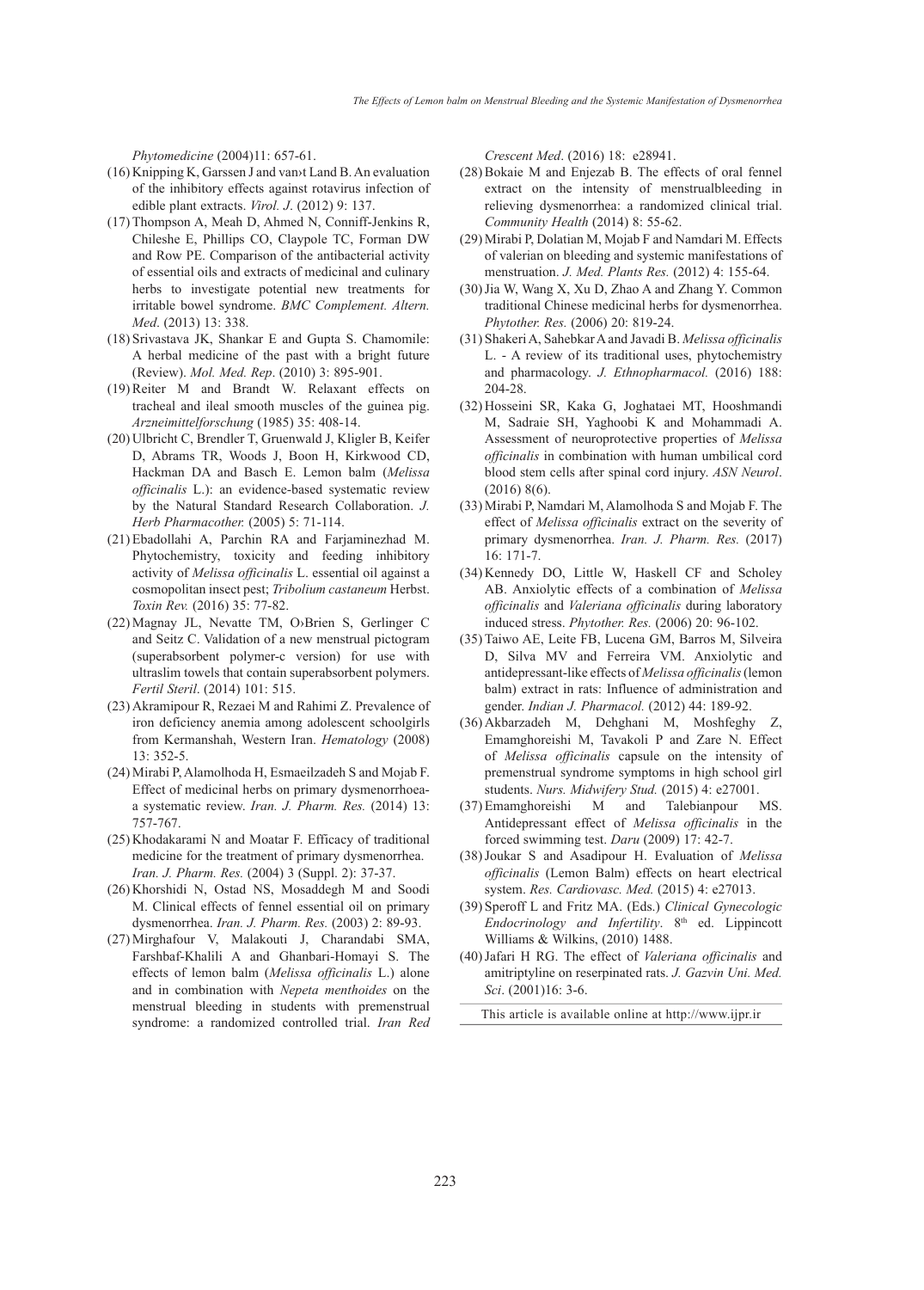*Phytomedicine* (2004)11: 657-61.

(16) Knipping K, Garssen J and van›t Land B. An evaluation of the inhibitory effects against rotavirus infection of edible plant extracts. *Virol. J*. (2012) 9: 137.

(17) Thompson A, Meah D, Ahmed N, Conniff-Jenkins R, Chileshe E, Phillips CO, Claypole TC, Forman DW and Row PE. Comparison of the antibacterial activity of essential oils and extracts of medicinal and culinary herbs to investigate potential new treatments for irritable bowel syndrome. *BMC Complement. Altern. Med*. (2013) 13: 338.

(18) Srivastava JK, Shankar E and Gupta S. Chamomile: A herbal medicine of the past with a bright future (Review). *Mol. Med. Rep*. (2010) 3: 895-901.

(19) Reiter M and Brandt W. Relaxant effects on tracheal and ileal smooth muscles of the guinea pig. *Arzneimittelforschung* (1985) 35: 408-14.

(20) Ulbricht C, Brendler T, Gruenwald J, Kligler B, Keifer D, Abrams TR, Woods J, Boon H, Kirkwood CD, Hackman DA and Basch E. Lemon balm (*Melissa officinalis* L.): an evidence-based systematic review by the Natural Standard Research Collaboration. *J. Herb Pharmacother.* (2005) 5: 71-114.

(21) Ebadollahi A, Parchin RA and Farjaminezhad M. Phytochemistry, toxicity and feeding inhibitory activity of *Melissa officinalis* L. essential oil against a cosmopolitan insect pest; *Tribolium castaneum* Herbst. *Toxin Rev.* (2016) 35: 77-82.

(22) Magnay JL, Nevatte TM, O›Brien S, Gerlinger C and Seitz C. Validation of a new menstrual pictogram (superabsorbent polymer-c version) for use with ultraslim towels that contain superabsorbent polymers. *Fertil Steril*. (2014) 101: 515.

(23) Akramipour R, Rezaei M and Rahimi Z. Prevalence of iron deficiency anemia among adolescent schoolgirls from Kermanshah, Western Iran. *Hematology* (2008) 13: 352-5.

(24) Mirabi P, Alamolhoda H, Esmaeilzadeh S and Mojab F. Effect of medicinal herbs on primary dysmenorrhoea-a systematic review. *Iran. J. Pharm. Res.* (2014) 13: 757-767.

(25) Khodakarami N and Moatar F. Efficacy of traditional medicine for the treatment of primary dysmenorrhea. *Iran. J. Pharm. Res.* (2004) 3 (Suppl. 2): 37-37.

(26) Khorshidi N, Ostad NS, Mosaddegh M and Soodi M. Clinical effects of fennel essential oil on primary dysmenorrhea. *Iran. J. Pharm. Res.* (2003) 2: 89-93.

(27) Mirghafour V, Malakouti J, Charandabi SMA, Farshbaf-Khalili A and Ghanbari-Homayi S. The effects of lemon balm (*Melissa officinalis* L.) alone and in combination with *Nepeta menthoides* on the menstrual bleeding in students with premenstrual syndrome: a randomized controlled trial. *Iran Red Crescent Med*. (2016) 18: e28941.

(28) Bokaie M and Enjezab B. The effects of oral fennel extract on the intensity of menstrualbleeding in relieving dysmenorrhea: a randomized clinical trial. *Community Health* (2014) 8: 55-62.

(29) Mirabi P, Dolatian M, Mojab F and Namdari M. Effects of valerian on bleeding and systemic manifestations of menstruation. *J. Med. Plants Res.* (2012) 4: 155-64.

(30) Jia W, Wang X, Xu D, Zhao A and Zhang Y. Common traditional Chinese medicinal herbs for dysmenorrhea. *Phytother. Res.* (2006) 20: 819-24.

(31) Shakeri A, Sahebkar A and Javadi B. *Melissa officinalis* L. - A review of its traditional uses, phytochemistry and pharmacology. *J. Ethnopharmacol.* (2016) 188: 204-28.

(32) Hosseini SR, Kaka G, Joghataei MT, Hooshmandi M, Sadraie SH, Yaghoobi K and Mohammadi A. Assessment of neuroprotective properties of *Melissa officinalis* in combination with human umbilical cord blood stem cells after spinal cord injury. *ASN Neurol*. (2016) 8(6).

(33) Mirabi P, Namdari M, Alamolhoda S and Mojab F. The effect of *Melissa officinalis* extract on the severity of primary dysmenorrhea. *Iran. J. Pharm. Res.* (2017) 16: 171-7.

(34) Kennedy DO, Little W, Haskell CF and Scholey AB. Anxiolytic effects of a combination of *Melissa officinalis* and *Valeriana officinalis* during laboratory induced stress. *Phytother. Res.* (2006) 20: 96-102.

(35) Taiwo AE, Leite FB, Lucena GM, Barros M, Silveira D, Silva MV and Ferreira VM. Anxiolytic and antidepressant-like effects of *Melissa officinalis* (lemon balm) extract in rats: Influence of administration and gender. *Indian J. Pharmacol.* (2012) 44: 189-92.

(36) Akbarzadeh M, Dehghani M, Moshfeghy Z, Emamghoreishi M, Tavakoli P and Zare N. Effect of *Melissa officinalis* capsule on the intensity of premenstrual syndrome symptoms in high school girl students. *Nurs. Midwifery Stud.* (2015) 4: e27001.

(37) Emamghoreishi M and Talebianpour MS. Antidepressant effect of *Melissa officinalis* in the forced swimming test. *Daru* (2009) 17: 42-7.

(38) Joukar S and Asadipour H. Evaluation of *Melissa officinalis* (Lemon Balm) effects on heart electrical system. *Res. Cardiovasc. Med.* (2015) 4: e27013.

(39) Speroff L and Fritz MA. (Eds.) *Clinical Gynecologic Endocrinology and Infertility*. 8th ed. Lippincott Williams & Wilkins, (2010) 1488.

(40) Jafari H RG. The effect of *Valeriana officinalis* and amitriptyline on reserpinated rats. *J. Gazvin Uni. Med. Sci*. (2001)16: 3-6.

This article is available online at http://www.ijpr.ir